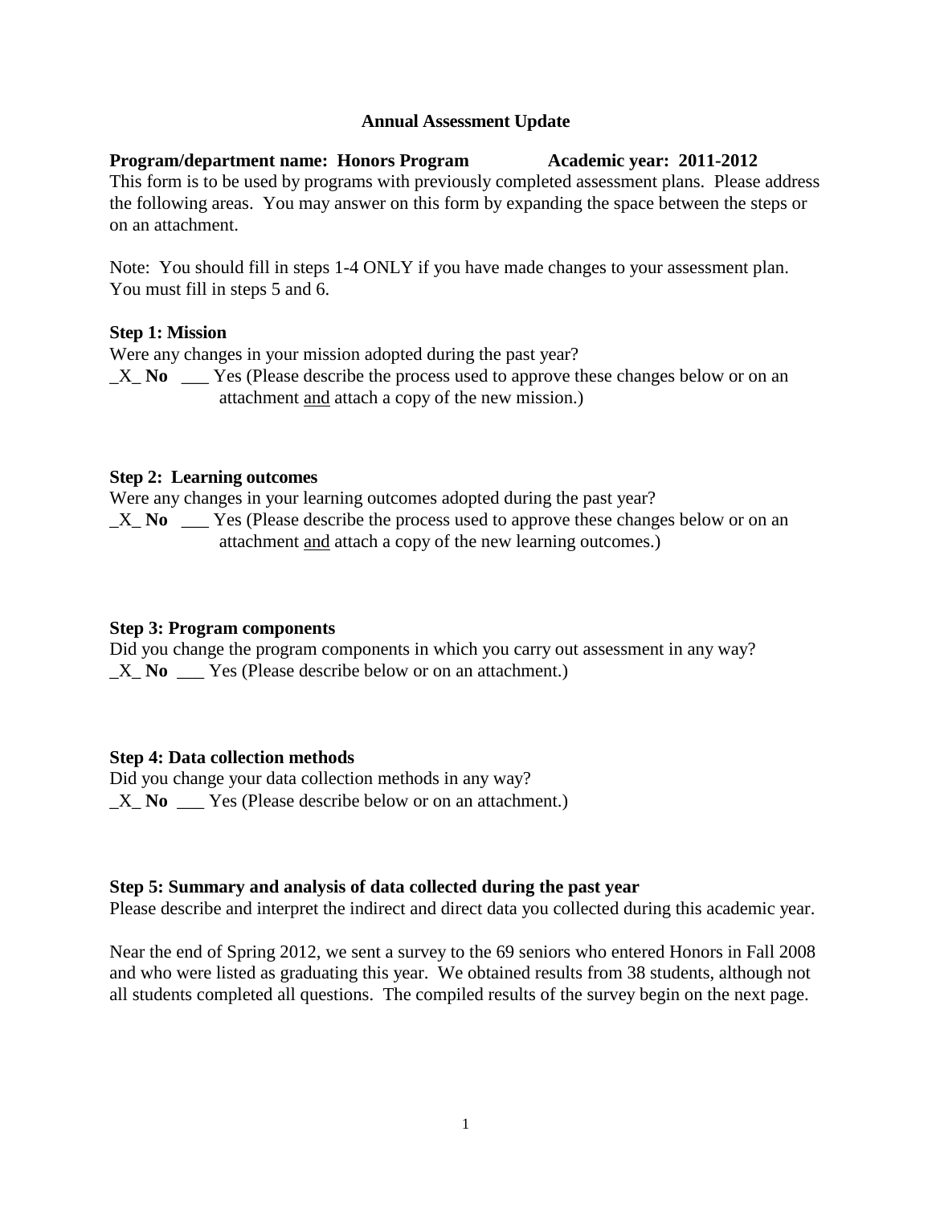## Annual Assessment Update

**Program/department name: Honors Program　　　　Academic year: 2011-2012**

This form is to be used by programs with previously completed assessment plans. Please address the following areas. You may answer on this form by expanding the space between the steps or on an attachment.

Note: You should fill in steps 1-4 ONLY if you have made changes to your assessment plan. You must fill in steps 5 and 6.

### Step 1: Mission

Were any changes in your mission adopted during the past year?

_X_ **No** ___ Yes (Please describe the process used to approve these changes below or on an attachment <u>and</u> attach a copy of the new mission.)

### Step 2: Learning outcomes

Were any changes in your learning outcomes adopted during the past year?

_X_ **No** ___ Yes (Please describe the process used to approve these changes below or on an attachment <u>and</u> attach a copy of the new learning outcomes.)

### Step 3: Program components

Did you change the program components in which you carry out assessment in any way?

_X_ **No** ___ Yes (Please describe below or on an attachment.)

### Step 4: Data collection methods

Did you change your data collection methods in any way?

_X_ **No** ___ Yes (Please describe below or on an attachment.)

### Step 5: Summary and analysis of data collected during the past year

Please describe and interpret the indirect and direct data you collected during this academic year.

Near the end of Spring 2012, we sent a survey to the 69 seniors who entered Honors in Fall 2008 and who were listed as graduating this year. We obtained results from 38 students, although not all students completed all questions. The compiled results of the survey begin on the next page.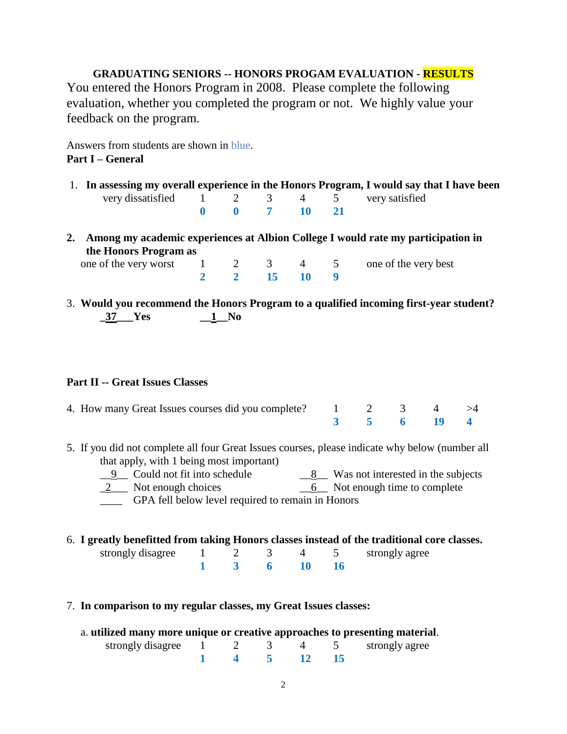**GRADUATING SENIORS -- HONORS PROGAM EVALUATION - RESULTS**

You entered the Honors Program in 2008. Please complete the following evaluation, whether you completed the program or not. We highly value your feedback on the program.

Answers from students are shown in blue.

**Part I – General**

1. **In assessing my overall experience in the Honors Program, I would say that I have been**

| very dissatisfied | 1 | 2 | 3 | 4 | 5 | very satisfied |
|---|---|---|---|---|---|---|
| | **0** | **0** | **7** | **10** | **21** | |

2. **Among my academic experiences at Albion College I would rate my participation in the Honors Program as**

| one of the very worst | 1 | 2 | 3 | 4 | 5 | one of the very best |
|---|---|---|---|---|---|---|
| | **2** | **2** | **15** | **10** | **9** | |

3. **Would you recommend the Honors Program to a qualified incoming first-year student?**
   **_37___Yes** **__1__No**

**Part II -- Great Issues Classes**

4. How many Great Issues courses did you complete?

| 1 | 2 | 3 | 4 | >4 |
|---|---|---|---|---|
| **3** | **5** | **6** | **19** | **4** |

5. If you did not complete all four Great Issues courses, please indicate why below (number all that apply, with 1 being most important)
   - __9__ Could not fit into schedule
   - __8__ Was not interested in the subjects
   - _2___ Not enough choices
   - __6__ Not enough time to complete
   - ____ GPA fell below level required to remain in Honors

6. **I greatly benefitted from taking Honors classes instead of the traditional core classes.**

| strongly disagree | 1 | 2 | 3 | 4 | 5 | strongly agree |
|---|---|---|---|---|---|---|
| | **1** | **3** | **6** | **10** | **16** | |

7. **In comparison to my regular classes, my Great Issues classes:**

   a. **utilized many more unique or creative approaches to presenting material**.

| strongly disagree | 1 | 2 | 3 | 4 | 5 | strongly agree |
|---|---|---|---|---|---|---|
| | **1** | **4** | **5** | **12** | **15** | |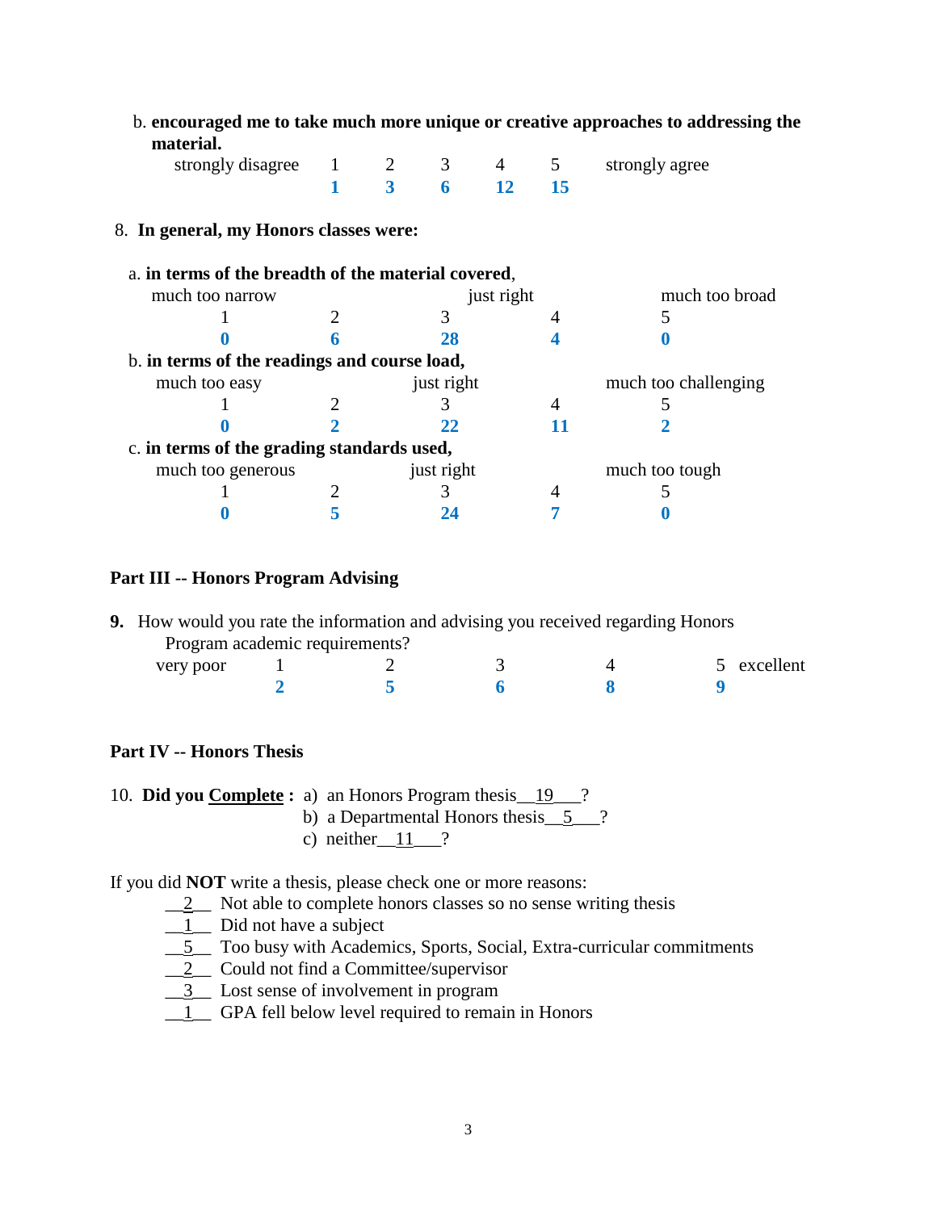b. **encouraged me to take much more unique or creative approaches to addressing the material.**

| strongly disagree | 1 | 2 | 3 | 4 | 5 | strongly agree |
|---|---|---|---|---|---|---|
| | **1** | **3** | **6** | **12** | **15** | |

8. **In general, my Honors classes were:**

a. **in terms of the breadth of the material covered**,

| much too narrow | | just right | | much too broad |
|---|---|---|---|---|
| 1 | 2 | 3 | 4 | 5 |
| **0** | **6** | **28** | **4** | **0** |

b. **in terms of the readings and course load,**

| much too easy | | just right | | much too challenging |
|---|---|---|---|---|
| 1 | 2 | 3 | 4 | 5 |
| **0** | **2** | **22** | **11** | **2** |

c. **in terms of the grading standards used,**

| much too generous | | just right | | much too tough |
|---|---|---|---|---|
| 1 | 2 | 3 | 4 | 5 |
| **0** | **5** | **24** | **7** | **0** |

## Part III -- Honors Program Advising

**9.** How would you rate the information and advising you received regarding Honors Program academic requirements?

| very poor 1 | 2 | 3 | 4 | 5 excellent |
|---|---|---|---|---|
| **2** | **5** | **6** | **8** | **9** |

## Part IV -- Honors Thesis

10. **Did you <u>Complete</u> :** a) an Honors Program thesis__19___?
b) a Departmental Honors thesis__5___?
c) neither__11___?

If you did **NOT** write a thesis, please check one or more reasons:

- __2__ Not able to complete honors classes so no sense writing thesis
- __1__ Did not have a subject
- __5__ Too busy with Academics, Sports, Social, Extra-curricular commitments
- __2__ Could not find a Committee/supervisor
- __3__ Lost sense of involvement in program
- __1__ GPA fell below level required to remain in Honors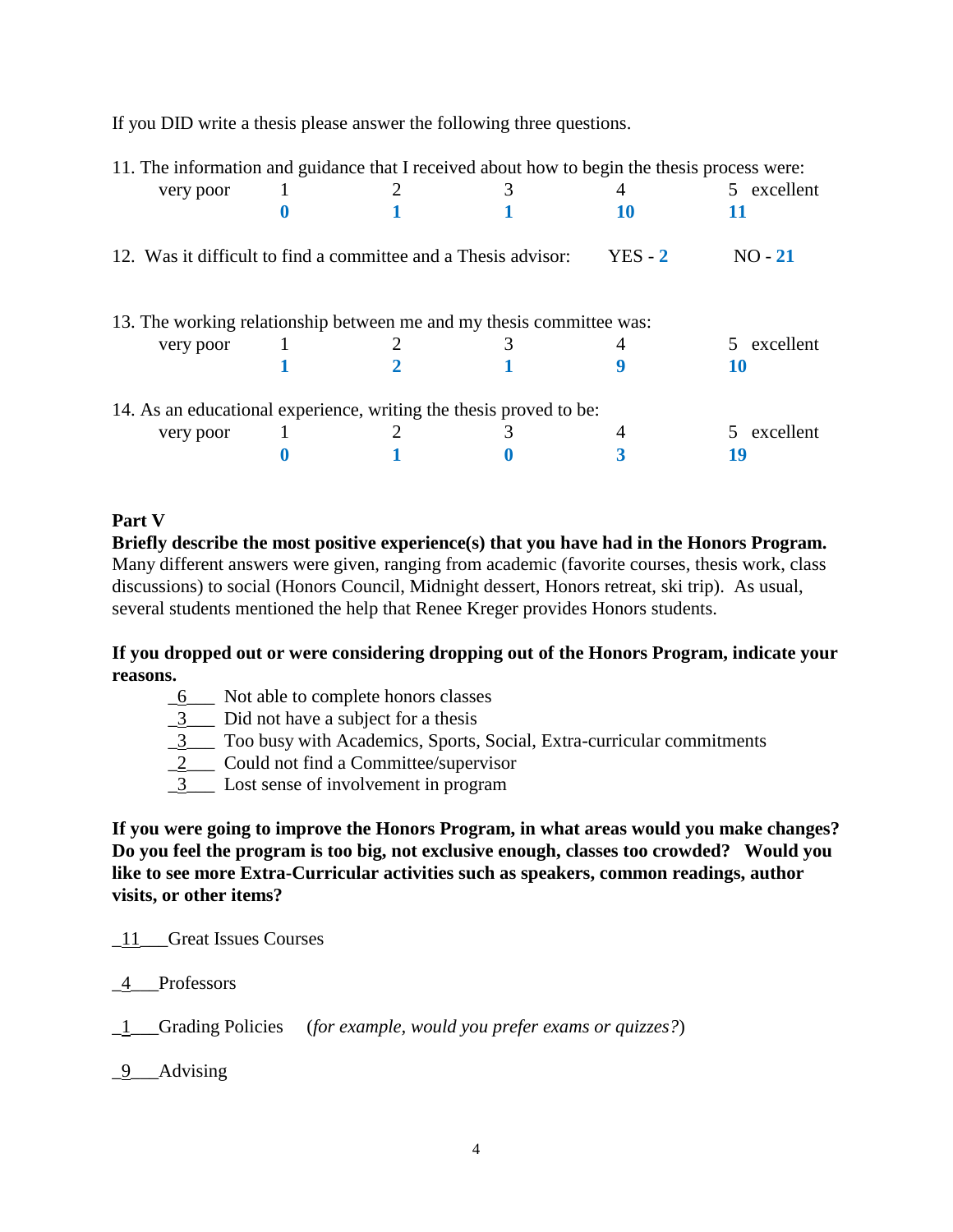If you DID write a thesis please answer the following three questions.

11. The information and guidance that I received about how to begin the thesis process were:

| very poor | 1 | 2 | 3 | 4 | 5 excellent |
|---|---|---|---|---|---|
| | **0** | **1** | **1** | **10** | **11** |

12. Was it difficult to find a committee and a Thesis advisor: YES - **2** NO - **21**

13. The working relationship between me and my thesis committee was:

| very poor | 1 | 2 | 3 | 4 | 5 excellent |
|---|---|---|---|---|---|
| | **1** | **2** | **1** | **9** | **10** |

14. As an educational experience, writing the thesis proved to be:

| very poor | 1 | 2 | 3 | 4 | 5 excellent |
|---|---|---|---|---|---|
| | **0** | **1** | **0** | **3** | **19** |

**Part V**

**Briefly describe the most positive experience(s) that you have had in the Honors Program.**
Many different answers were given, ranging from academic (favorite courses, thesis work, class discussions) to social (Honors Council, Midnight dessert, Honors retreat, ski trip). As usual, several students mentioned the help that Renee Kreger provides Honors students.

**If you dropped out or were considering dropping out of the Honors Program, indicate your reasons.**

- _6___ Not able to complete honors classes
- _3___ Did not have a subject for a thesis
- _3___ Too busy with Academics, Sports, Social, Extra-curricular commitments
- _2___ Could not find a Committee/supervisor
- _3___ Lost sense of involvement in program

**If you were going to improve the Honors Program, in what areas would you make changes? Do you feel the program is too big, not exclusive enough, classes too crowded? Would you like to see more Extra-Curricular activities such as speakers, common readings, author visits, or other items?**

_11___Great Issues Courses

_4___Professors

_1___Grading Policies (*for example, would you prefer exams or quizzes?*)

_9___Advising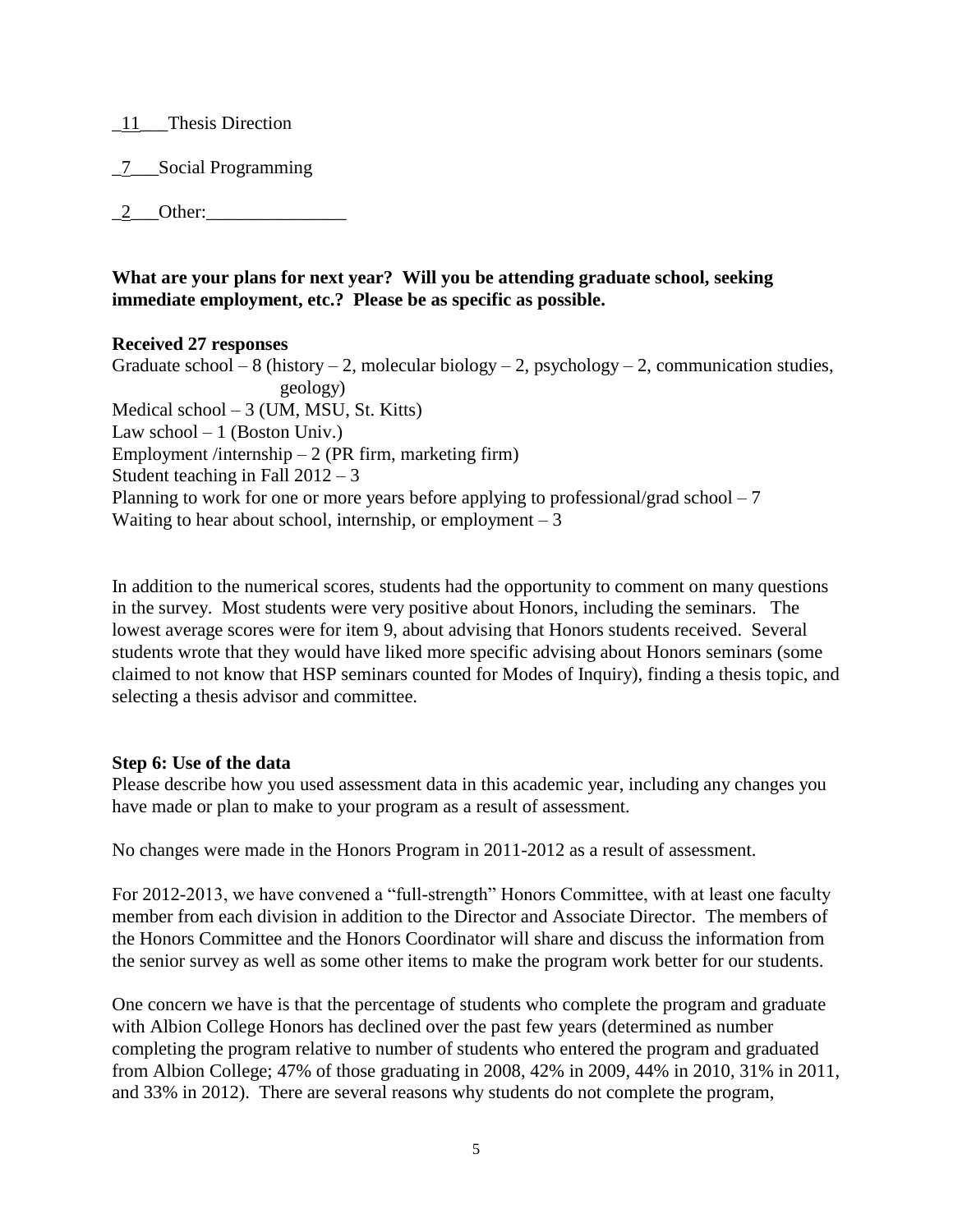_11___Thesis Direction

_7___Social Programming

_2___Other:_______________

**What are your plans for next year? Will you be attending graduate school, seeking immediate employment, etc.? Please be as specific as possible.**

**Received 27 responses**

Graduate school – 8 (history – 2, molecular biology – 2, psychology – 2, communication studies, geology)
Medical school – 3 (UM, MSU, St. Kitts)
Law school – 1 (Boston Univ.)
Employment /internship – 2 (PR firm, marketing firm)
Student teaching in Fall 2012 – 3
Planning to work for one or more years before applying to professional/grad school – 7
Waiting to hear about school, internship, or employment – 3

In addition to the numerical scores, students had the opportunity to comment on many questions in the survey. Most students were very positive about Honors, including the seminars. The lowest average scores were for item 9, about advising that Honors students received. Several students wrote that they would have liked more specific advising about Honors seminars (some claimed to not know that HSP seminars counted for Modes of Inquiry), finding a thesis topic, and selecting a thesis advisor and committee.

**Step 6: Use of the data**

Please describe how you used assessment data in this academic year, including any changes you have made or plan to make to your program as a result of assessment.

No changes were made in the Honors Program in 2011-2012 as a result of assessment.

For 2012-2013, we have convened a "full-strength" Honors Committee, with at least one faculty member from each division in addition to the Director and Associate Director. The members of the Honors Committee and the Honors Coordinator will share and discuss the information from the senior survey as well as some other items to make the program work better for our students.

One concern we have is that the percentage of students who complete the program and graduate with Albion College Honors has declined over the past few years (determined as number completing the program relative to number of students who entered the program and graduated from Albion College; 47% of those graduating in 2008, 42% in 2009, 44% in 2010, 31% in 2011, and 33% in 2012). There are several reasons why students do not complete the program,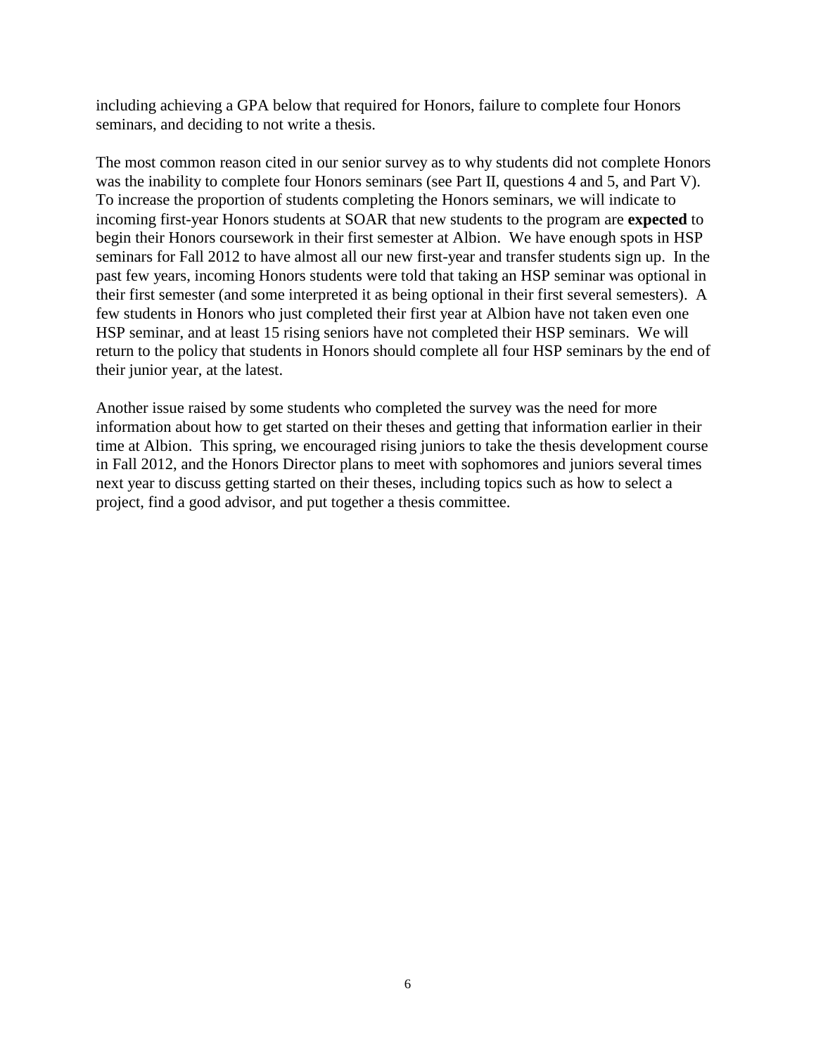including achieving a GPA below that required for Honors, failure to complete four Honors seminars, and deciding to not write a thesis.

The most common reason cited in our senior survey as to why students did not complete Honors was the inability to complete four Honors seminars (see Part II, questions 4 and 5, and Part V). To increase the proportion of students completing the Honors seminars, we will indicate to incoming first-year Honors students at SOAR that new students to the program are **expected** to begin their Honors coursework in their first semester at Albion. We have enough spots in HSP seminars for Fall 2012 to have almost all our new first-year and transfer students sign up. In the past few years, incoming Honors students were told that taking an HSP seminar was optional in their first semester (and some interpreted it as being optional in their first several semesters). A few students in Honors who just completed their first year at Albion have not taken even one HSP seminar, and at least 15 rising seniors have not completed their HSP seminars. We will return to the policy that students in Honors should complete all four HSP seminars by the end of their junior year, at the latest.

Another issue raised by some students who completed the survey was the need for more information about how to get started on their theses and getting that information earlier in their time at Albion. This spring, we encouraged rising juniors to take the thesis development course in Fall 2012, and the Honors Director plans to meet with sophomores and juniors several times next year to discuss getting started on their theses, including topics such as how to select a project, find a good advisor, and put together a thesis committee.